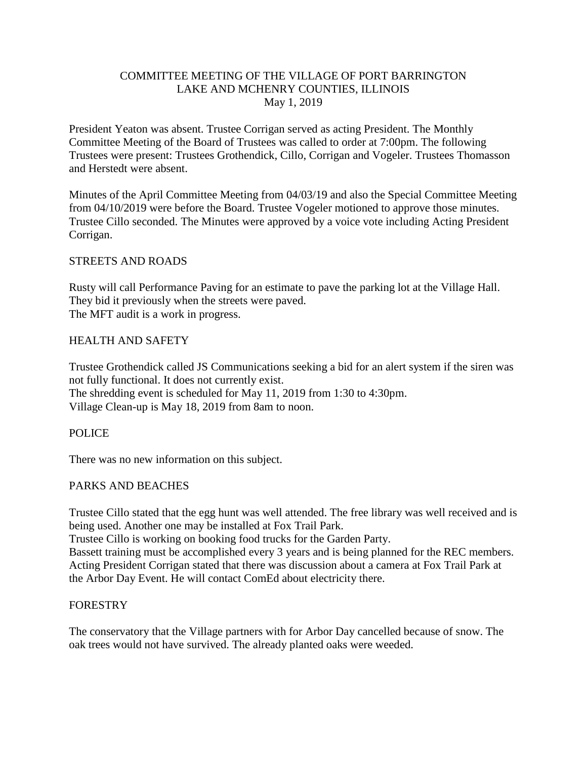# COMMITTEE MEETING OF THE VILLAGE OF PORT BARRINGTON
## LAKE AND MCHENRY COUNTIES, ILLINOIS
### May 1, 2019

President Yeaton was absent. Trustee Corrigan served as acting President. The Monthly Committee Meeting of the Board of Trustees was called to order at 7:00pm. The following Trustees were present: Trustees Grothendick, Cillo, Corrigan and Vogeler. Trustees Thomasson and Herstedt were absent.

Minutes of the April Committee Meeting from 04/03/19 and also the Special Committee Meeting from 04/10/2019 were before the Board. Trustee Vogeler motioned to approve those minutes. Trustee Cillo seconded. The Minutes were approved by a voice vote including Acting President Corrigan.

## STREETS AND ROADS

Rusty will call Performance Paving for an estimate to pave the parking lot at the Village Hall. They bid it previously when the streets were paved.
The MFT audit is a work in progress.

## HEALTH AND SAFETY

Trustee Grothendick called JS Communications seeking a bid for an alert system if the siren was not fully functional. It does not currently exist.
The shredding event is scheduled for May 11, 2019 from 1:30 to 4:30pm.
Village Clean-up is May 18, 2019 from 8am to noon.

## POLICE

There was no new information on this subject.

## PARKS AND BEACHES

Trustee Cillo stated that the egg hunt was well attended. The free library was well received and is being used. Another one may be installed at Fox Trail Park.
Trustee Cillo is working on booking food trucks for the Garden Party.
Bassett training must be accomplished every 3 years and is being planned for the REC members.
Acting President Corrigan stated that there was discussion about a camera at Fox Trail Park at the Arbor Day Event. He will contact ComEd about electricity there.

## FORESTRY

The conservatory that the Village partners with for Arbor Day cancelled because of snow. The oak trees would not have survived. The already planted oaks were weeded.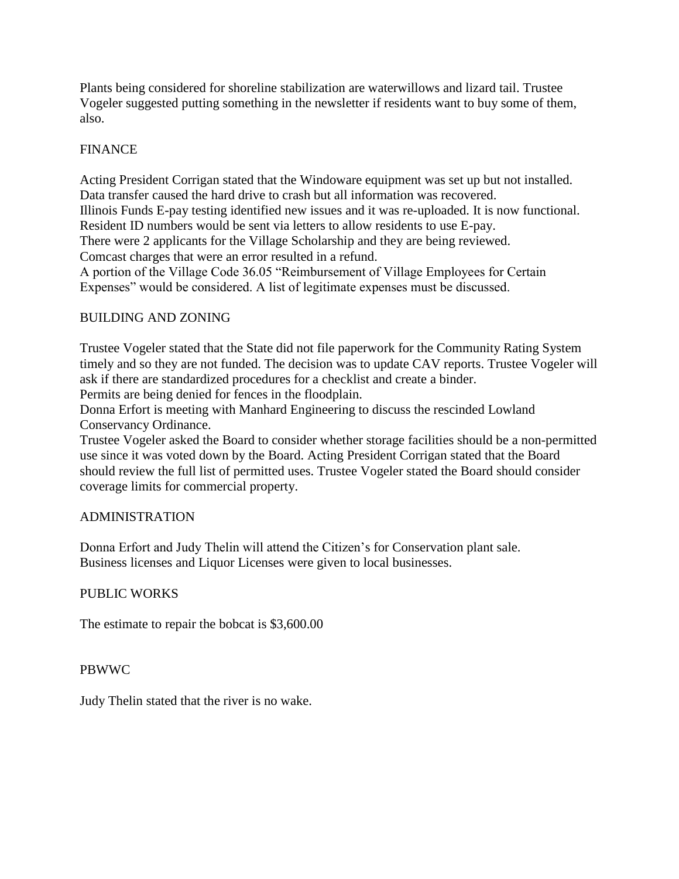Plants being considered for shoreline stabilization are waterwillows and lizard tail. Trustee Vogeler suggested putting something in the newsletter if residents want to buy some of them, also.

## FINANCE

Acting President Corrigan stated that the Windoware equipment was set up but not installed. Data transfer caused the hard drive to crash but all information was recovered.
Illinois Funds E-pay testing identified new issues and it was re-uploaded. It is now functional.
Resident ID numbers would be sent via letters to allow residents to use E-pay.
There were 2 applicants for the Village Scholarship and they are being reviewed.
Comcast charges that were an error resulted in a refund.
A portion of the Village Code 36.05 "Reimbursement of Village Employees for Certain Expenses" would be considered. A list of legitimate expenses must be discussed.

## BUILDING AND ZONING

Trustee Vogeler stated that the State did not file paperwork for the Community Rating System timely and so they are not funded. The decision was to update CAV reports. Trustee Vogeler will ask if there are standardized procedures for a checklist and create a binder.
Permits are being denied for fences in the floodplain.
Donna Erfort is meeting with Manhard Engineering to discuss the rescinded Lowland Conservancy Ordinance.
Trustee Vogeler asked the Board to consider whether storage facilities should be a non-permitted use since it was voted down by the Board. Acting President Corrigan stated that the Board should review the full list of permitted uses. Trustee Vogeler stated the Board should consider coverage limits for commercial property.

## ADMINISTRATION

Donna Erfort and Judy Thelin will attend the Citizen's for Conservation plant sale.
Business licenses and Liquor Licenses were given to local businesses.

## PUBLIC WORKS

The estimate to repair the bobcat is $3,600.00

## PBWWC

Judy Thelin stated that the river is no wake.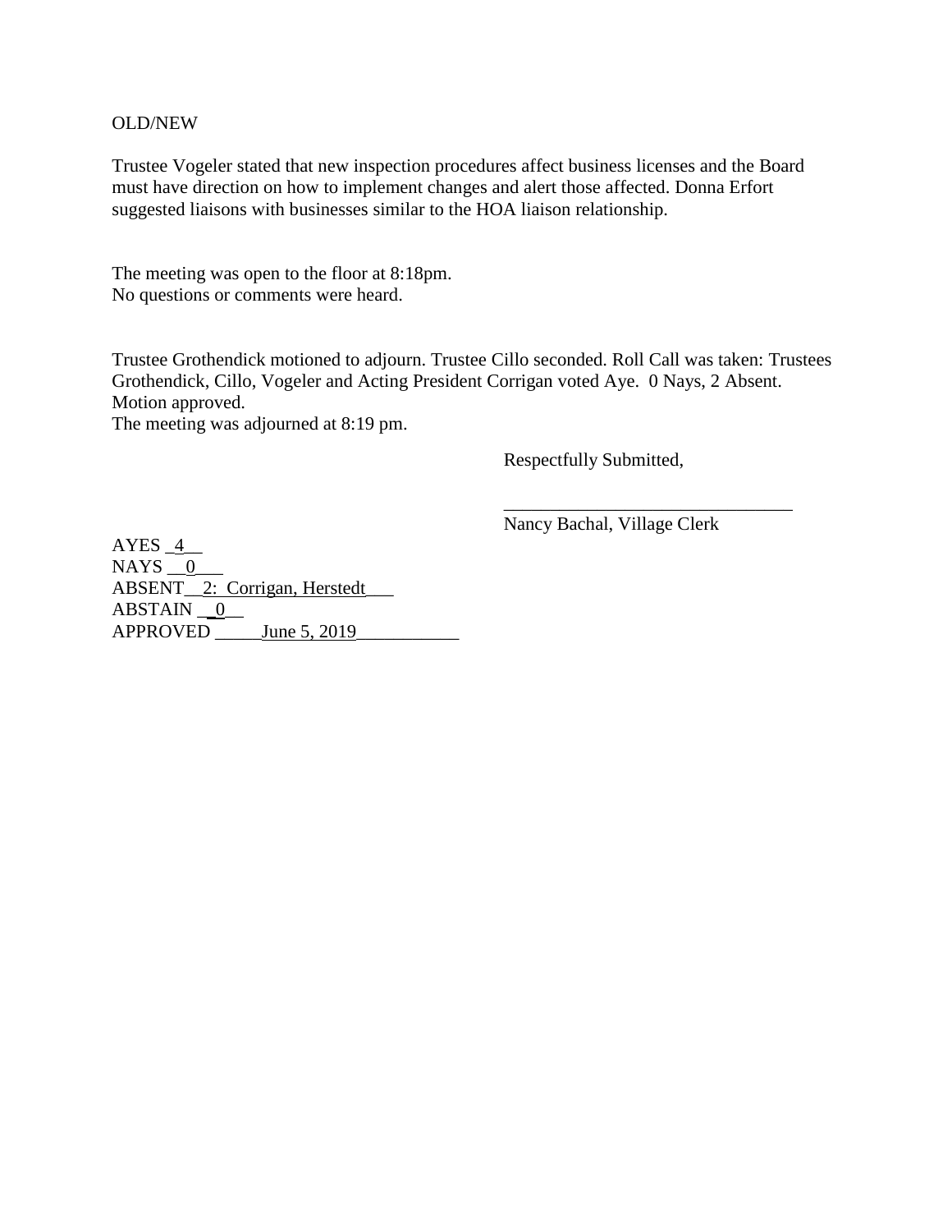OLD/NEW

Trustee Vogeler stated that new inspection procedures affect business licenses and the Board must have direction on how to implement changes and alert those affected. Donna Erfort suggested liaisons with businesses similar to the HOA liaison relationship.

The meeting was open to the floor at 8:18pm.
No questions or comments were heard.

Trustee Grothendick motioned to adjourn. Trustee Cillo seconded. Roll Call was taken: Trustees Grothendick, Cillo, Vogeler and Acting President Corrigan voted Aye. 0 Nays, 2 Absent. Motion approved.
The meeting was adjourned at 8:19 pm.

Respectfully Submitted,

\_\_\_\_\_\_\_\_\_\_\_\_\_\_\_\_\_\_\_\_\_\_\_\_\_\_\_\_\_\_\_\_
Nancy Bachal, Village Clerk

AYES _4__
NAYS __0___
ABSENT__2: Corrigan, Herstedt___
ABSTAIN __0__
APPROVED _____June 5, 2019___________